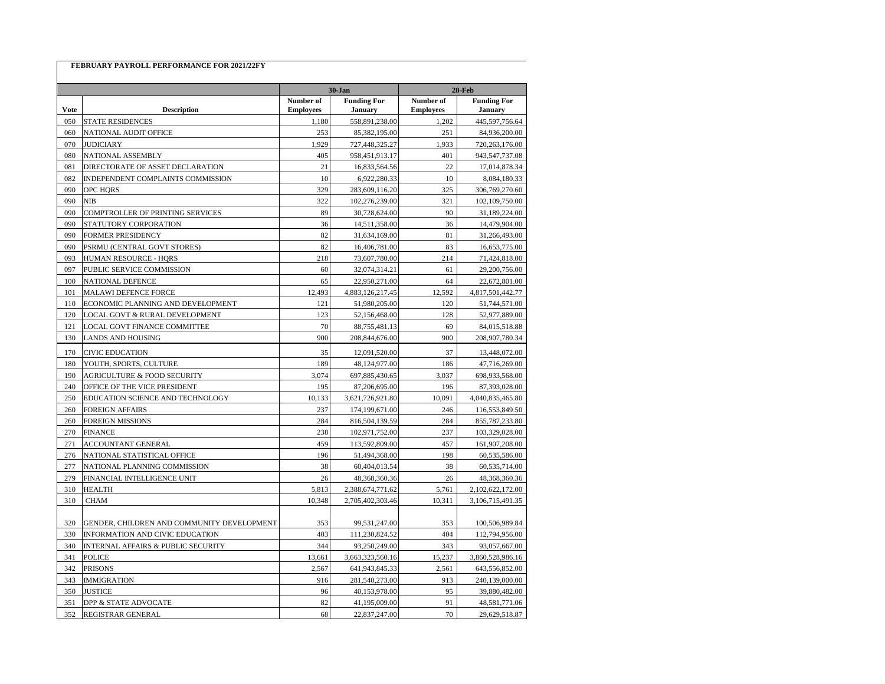**FEBRUARY PAYROLL PERFORMANCE FOR 2021/22FY**

| Vote | Description | 30-Jan | | 28-Feb | |
|---|---|---|---|---|---|
| | | Number of Employees | Funding For January | Number of Employees | Funding For January |
| 050 | STATE RESIDENCES | 1,180 | 558,891,238.00 | 1,202 | 445,597,756.64 |
| 060 | NATIONAL AUDIT OFFICE | 253 | 85,382,195.00 | 251 | 84,936,200.00 |
| 070 | JUDICIARY | 1,929 | 727,448,325.27 | 1,933 | 720,263,176.00 |
| 080 | NATIONAL ASSEMBLY | 405 | 958,451,913.17 | 401 | 943,547,737.08 |
| 081 | DIRECTORATE OF ASSET DECLARATION | 21 | 16,833,564.56 | 22 | 17,014,878.34 |
| 082 | INDEPENDENT COMPLAINTS COMMISSION | 10 | 6,922,280.33 | 10 | 8,084,180.33 |
| 090 | OPC HQRS | 329 | 283,609,116.20 | 325 | 306,769,270.60 |
| 090 | NIB | 322 | 102,276,239.00 | 321 | 102,109,750.00 |
| 090 | COMPTROLLER OF PRINTING SERVICES | 89 | 30,728,624.00 | 90 | 31,189,224.00 |
| 090 | STATUTORY CORPORATION | 36 | 14,511,358.00 | 36 | 14,479,904.00 |
| 090 | FORMER PRESIDENCY | 82 | 31,634,169.00 | 81 | 31,266,493.00 |
| 090 | PSRMU (CENTRAL GOVT STORES) | 82 | 16,406,781.00 | 83 | 16,653,775.00 |
| 093 | HUMAN RESOURCE - HQRS | 218 | 73,607,780.00 | 214 | 71,424,818.00 |
| 097 | PUBLIC SERVICE COMMISSION | 60 | 32,074,314.21 | 61 | 29,200,756.00 |
| 100 | NATIONAL DEFENCE | 65 | 22,950,271.00 | 64 | 22,672,801.00 |
| 101 | MALAWI DEFENCE FORCE | 12,493 | 4,883,126,217.45 | 12,592 | 4,817,501,442.77 |
| 110 | ECONOMIC PLANNING AND DEVELOPMENT | 121 | 51,980,205.00 | 120 | 51,744,571.00 |
| 120 | LOCAL GOVT & RURAL DEVELOPMENT | 123 | 52,156,468.00 | 128 | 52,977,889.00 |
| 121 | LOCAL GOVT FINANCE COMMITTEE | 70 | 88,755,481.13 | 69 | 84,015,518.88 |
| 130 | LANDS AND HOUSING | 900 | 208,844,676.00 | 900 | 208,907,780.34 |
| 170 | CIVIC EDUCATION | 35 | 12,091,520.00 | 37 | 13,448,072.00 |
| 180 | YOUTH, SPORTS, CULTURE | 189 | 48,124,977.00 | 186 | 47,716,269.00 |
| 190 | AGRICULTURE & FOOD SECURITY | 3,074 | 697,885,430.65 | 3,037 | 698,933,568.00 |
| 240 | OFFICE OF THE VICE PRESIDENT | 195 | 87,206,695.00 | 196 | 87,393,028.00 |
| 250 | EDUCATION SCIENCE AND TECHNOLOGY | 10,133 | 3,621,726,921.80 | 10,091 | 4,040,835,465.80 |
| 260 | FOREIGN AFFAIRS | 237 | 174,199,671.00 | 246 | 116,553,849.50 |
| 260 | FOREIGN MISSIONS | 284 | 816,504,139.59 | 284 | 855,787,233.80 |
| 270 | FINANCE | 238 | 102,971,752.00 | 237 | 103,329,028.00 |
| 271 | ACCOUNTANT GENERAL | 459 | 113,592,809.00 | 457 | 161,907,208.00 |
| 276 | NATIONAL STATISTICAL OFFICE | 196 | 51,494,368.00 | 198 | 60,535,586.00 |
| 277 | NATIONAL PLANNING COMMISSION | 38 | 60,404,013.54 | 38 | 60,535,714.00 |
| 279 | FINANCIAL INTELLIGENCE UNIT | 26 | 48,368,360.36 | 26 | 48,368,360.36 |
| 310 | HEALTH | 5,813 | 2,388,674,771.62 | 5,761 | 2,102,622,172.00 |
| 310 | CHAM | 10,348 | 2,705,402,303.46 | 10,311 | 3,106,715,491.35 |
| 320 | GENDER, CHILDREN AND COMMUNITY DEVELOPMENT | 353 | 99,531,247.00 | 353 | 100,506,989.84 |
| 330 | INFORMATION AND CIVIC EDUCATION | 403 | 111,230,824.52 | 404 | 112,794,956.00 |
| 340 | INTERNAL AFFAIRS & PUBLIC SECURITY | 344 | 93,250,249.00 | 343 | 93,057,667.00 |
| 341 | POLICE | 13,661 | 3,663,323,560.16 | 15,237 | 3,860,528,986.16 |
| 342 | PRISONS | 2,567 | 641,943,845.33 | 2,561 | 643,556,852.00 |
| 343 | IMMIGRATION | 916 | 281,540,273.00 | 913 | 240,139,000.00 |
| 350 | JUSTICE | 96 | 40,153,978.00 | 95 | 39,880,482.00 |
| 351 | DPP & STATE ADVOCATE | 82 | 41,195,009.00 | 91 | 48,581,771.06 |
| 352 | REGISTRAR GENERAL | 68 | 22,837,247.00 | 70 | 29,629,518.87 |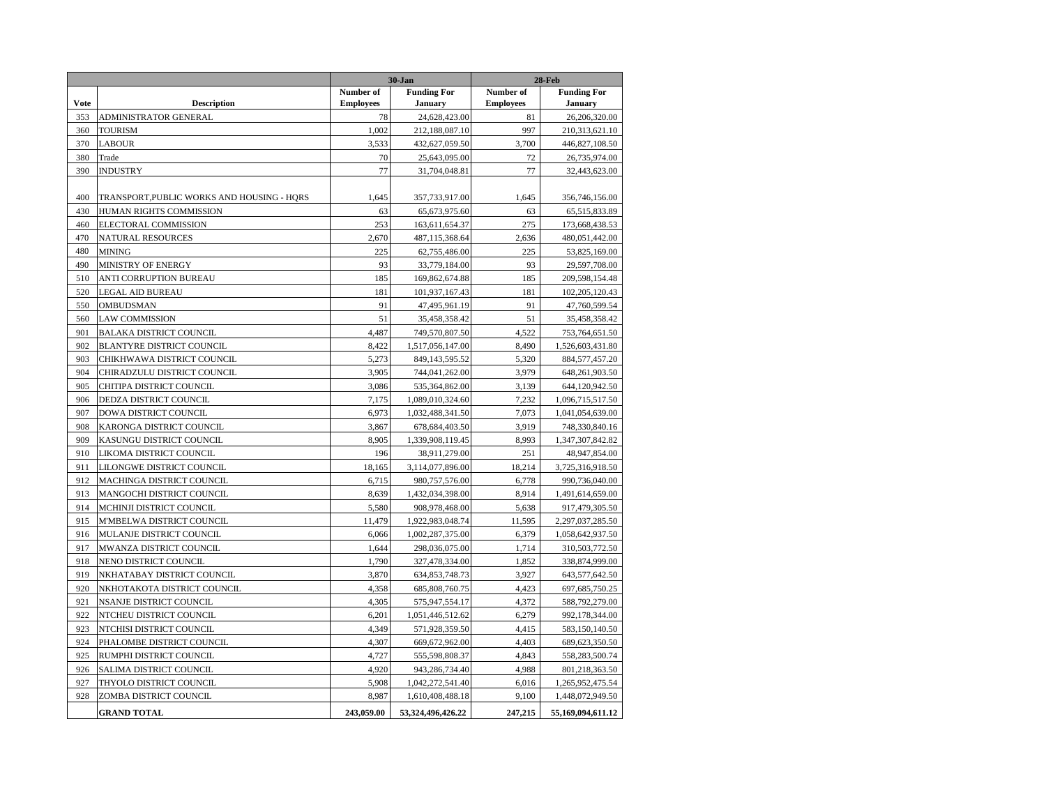| | | 30-Jan | | 28-Feb | |
|---|---|---|---|---|---|
| Vote | Description | Number of Employees | Funding For January | Number of Employees | Funding For January |
| 353 | ADMINISTRATOR GENERAL | 78 | 24,628,423.00 | 81 | 26,206,320.00 |
| 360 | TOURISM | 1,002 | 212,188,087.10 | 997 | 210,313,621.10 |
| 370 | LABOUR | 3,533 | 432,627,059.50 | 3,700 | 446,827,108.50 |
| 380 | Trade | 70 | 25,643,095.00 | 72 | 26,735,974.00 |
| 390 | INDUSTRY | 77 | 31,704,048.81 | 77 | 32,443,623.00 |
| 400 | TRANSPORT,PUBLIC WORKS AND HOUSING - HQRS | 1,645 | 357,733,917.00 | 1,645 | 356,746,156.00 |
| 430 | HUMAN RIGHTS COMMISSION | 63 | 65,673,975.60 | 63 | 65,515,833.89 |
| 460 | ELECTORAL COMMISSION | 253 | 163,611,654.37 | 275 | 173,668,438.53 |
| 470 | NATURAL RESOURCES | 2,670 | 487,115,368.64 | 2,636 | 480,051,442.00 |
| 480 | MINING | 225 | 62,755,486.00 | 225 | 53,825,169.00 |
| 490 | MINISTRY OF ENERGY | 93 | 33,779,184.00 | 93 | 29,597,708.00 |
| 510 | ANTI CORRUPTION BUREAU | 185 | 169,862,674.88 | 185 | 209,598,154.48 |
| 520 | LEGAL AID BUREAU | 181 | 101,937,167.43 | 181 | 102,205,120.43 |
| 550 | OMBUDSMAN | 91 | 47,495,961.19 | 91 | 47,760,599.54 |
| 560 | LAW COMMISSION | 51 | 35,458,358.42 | 51 | 35,458,358.42 |
| 901 | BALAKA DISTRICT COUNCIL | 4,487 | 749,570,807.50 | 4,522 | 753,764,651.50 |
| 902 | BLANTYRE DISTRICT COUNCIL | 8,422 | 1,517,056,147.00 | 8,490 | 1,526,603,431.80 |
| 903 | CHIKHWAWA DISTRICT COUNCIL | 5,273 | 849,143,595.52 | 5,320 | 884,577,457.20 |
| 904 | CHIRADZULU DISTRICT COUNCIL | 3,905 | 744,041,262.00 | 3,979 | 648,261,903.50 |
| 905 | CHITIPA DISTRICT COUNCIL | 3,086 | 535,364,862.00 | 3,139 | 644,120,942.50 |
| 906 | DEDZA DISTRICT COUNCIL | 7,175 | 1,089,010,324.60 | 7,232 | 1,096,715,517.50 |
| 907 | DOWA DISTRICT COUNCIL | 6,973 | 1,032,488,341.50 | 7,073 | 1,041,054,639.00 |
| 908 | KARONGA DISTRICT COUNCIL | 3,867 | 678,684,403.50 | 3,919 | 748,330,840.16 |
| 909 | KASUNGU DISTRICT COUNCIL | 8,905 | 1,339,908,119.45 | 8,993 | 1,347,307,842.82 |
| 910 | LIKOMA DISTRICT COUNCIL | 196 | 38,911,279.00 | 251 | 48,947,854.00 |
| 911 | LILONGWE DISTRICT COUNCIL | 18,165 | 3,114,077,896.00 | 18,214 | 3,725,316,918.50 |
| 912 | MACHINGA DISTRICT COUNCIL | 6,715 | 980,757,576.00 | 6,778 | 990,736,040.00 |
| 913 | MANGOCHI DISTRICT COUNCIL | 8,639 | 1,432,034,398.00 | 8,914 | 1,491,614,659.00 |
| 914 | MCHINJI DISTRICT COUNCIL | 5,580 | 908,978,468.00 | 5,638 | 917,479,305.50 |
| 915 | M'MBELWA DISTRICT COUNCIL | 11,479 | 1,922,983,048.74 | 11,595 | 2,297,037,285.50 |
| 916 | MULANJE DISTRICT COUNCIL | 6,066 | 1,002,287,375.00 | 6,379 | 1,058,642,937.50 |
| 917 | MWANZA DISTRICT COUNCIL | 1,644 | 298,036,075.00 | 1,714 | 310,503,772.50 |
| 918 | NENO DISTRICT COUNCIL | 1,790 | 327,478,334.00 | 1,852 | 338,874,999.00 |
| 919 | NKHATABAY DISTRICT COUNCIL | 3,870 | 634,853,748.73 | 3,927 | 643,577,642.50 |
| 920 | NKHOTAKOTA DISTRICT COUNCIL | 4,358 | 685,808,760.75 | 4,423 | 697,685,750.25 |
| 921 | NSANJE DISTRICT COUNCIL | 4,305 | 575,947,554.17 | 4,372 | 588,792,279.00 |
| 922 | NTCHEU DISTRICT COUNCIL | 6,201 | 1,051,446,512.62 | 6,279 | 992,178,344.00 |
| 923 | NTCHISI DISTRICT COUNCIL | 4,349 | 571,928,359.50 | 4,415 | 583,150,140.50 |
| 924 | PHALOMBE DISTRICT COUNCIL | 4,307 | 669,672,962.00 | 4,403 | 689,623,350.50 |
| 925 | RUMPHI DISTRICT COUNCIL | 4,727 | 555,598,808.37 | 4,843 | 558,283,500.74 |
| 926 | SALIMA DISTRICT COUNCIL | 4,920 | 943,286,734.40 | 4,988 | 801,218,363.50 |
| 927 | THYOLO DISTRICT COUNCIL | 5,908 | 1,042,272,541.40 | 6,016 | 1,265,952,475.54 |
| 928 | ZOMBA DISTRICT COUNCIL | 8,987 | 1,610,408,488.18 | 9,100 | 1,448,072,949.50 |
| | **GRAND TOTAL** | **243,059.00** | **53,324,496,426.22** | **247,215** | **55,169,094,611.12** |